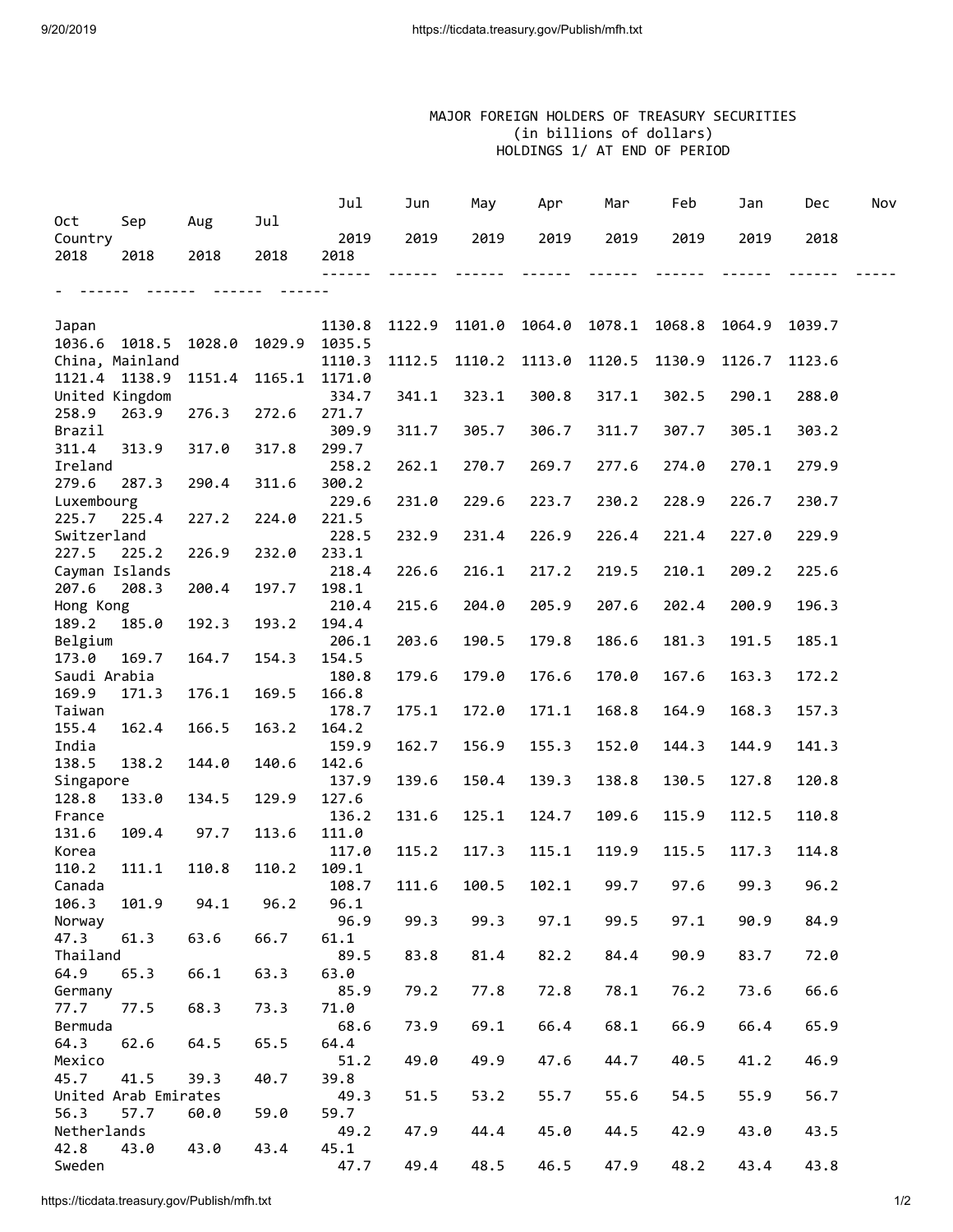MAJOR FOREIGN HOLDERS OF TREASURY SECURITIES
(in billions of dollars)
HOLDINGS 1/ AT END OF PERIOD

| Country | Jul 2019 | Jun 2019 | May 2019 | Apr 2019 | Mar 2019 | Feb 2019 | Jan 2019 | Dec 2018 | Nov 2018 | Oct 2018 | Sep 2018 | Aug 2018 | Jul 2018 |
|---|---|---|---|---|---|---|---|---|---|---|---|---|---|
| Japan | 1130.8 | 1122.9 | 1101.0 | 1064.0 | 1078.1 | 1068.8 | 1064.9 | 1039.7 | 1036.6 | 1018.5 | 1028.0 | 1029.9 | 1035.5 |
| China, Mainland | 1110.3 | 1112.5 | 1110.2 | 1113.0 | 1120.5 | 1130.9 | 1126.7 | 1123.6 | 1121.4 | 1138.9 | 1151.4 | 1165.1 | 1171.0 |
| United Kingdom | 334.7 | 341.1 | 323.1 | 300.8 | 317.1 | 302.5 | 290.1 | 288.0 | 258.9 | 263.9 | 276.3 | 272.6 | 271.7 |
| Brazil | 309.9 | 311.7 | 305.7 | 306.7 | 311.7 | 307.7 | 305.1 | 303.2 | 311.4 | 313.9 | 317.0 | 317.8 | 299.7 |
| Ireland | 258.2 | 262.1 | 270.7 | 269.7 | 277.6 | 274.0 | 270.1 | 279.9 | 279.6 | 287.3 | 290.4 | 311.6 | 300.2 |
| Luxembourg | 229.6 | 231.0 | 229.6 | 223.7 | 230.2 | 228.9 | 226.7 | 230.7 | 225.7 | 225.4 | 227.2 | 224.0 | 221.5 |
| Switzerland | 228.5 | 232.9 | 231.4 | 226.9 | 226.4 | 221.4 | 227.0 | 229.9 | 227.5 | 225.2 | 226.9 | 232.0 | 233.1 |
| Cayman Islands | 218.4 | 226.6 | 216.1 | 217.2 | 219.5 | 210.1 | 209.2 | 225.6 | 207.6 | 208.3 | 200.4 | 197.7 | 198.1 |
| Hong Kong | 210.4 | 215.6 | 204.0 | 205.9 | 207.6 | 202.4 | 200.9 | 196.3 | 189.2 | 185.0 | 192.3 | 193.2 | 194.4 |
| Belgium | 206.1 | 203.6 | 190.5 | 179.8 | 186.6 | 181.3 | 191.5 | 185.1 | 173.0 | 169.7 | 164.7 | 154.3 | 154.5 |
| Saudi Arabia | 180.8 | 179.6 | 179.0 | 176.6 | 170.0 | 167.6 | 163.3 | 172.2 | 169.9 | 171.3 | 176.1 | 169.5 | 166.8 |
| Taiwan | 178.7 | 175.1 | 172.0 | 171.1 | 168.8 | 164.9 | 168.3 | 157.3 | 155.4 | 162.4 | 166.5 | 163.2 | 164.2 |
| India | 159.9 | 162.7 | 156.9 | 155.3 | 152.0 | 144.3 | 144.9 | 141.3 | 138.5 | 138.2 | 144.0 | 140.6 | 142.6 |
| Singapore | 137.9 | 139.6 | 150.4 | 139.3 | 138.8 | 130.5 | 127.8 | 120.8 | 128.8 | 133.0 | 134.5 | 129.9 | 127.6 |
| France | 136.2 | 131.6 | 125.1 | 124.7 | 109.6 | 115.9 | 112.5 | 110.8 | 131.6 | 109.4 | 97.7 | 113.6 | 111.0 |
| Korea | 117.0 | 115.2 | 117.3 | 115.1 | 119.9 | 115.5 | 117.3 | 114.8 | 110.2 | 111.1 | 110.8 | 110.2 | 109.1 |
| Canada | 108.7 | 111.6 | 100.5 | 102.1 | 99.7 | 97.6 | 99.3 | 96.2 | 106.3 | 101.9 | 94.1 | 96.2 | 96.1 |
| Norway | 96.9 | 99.3 | 99.3 | 97.1 | 99.5 | 97.1 | 90.9 | 84.9 | 47.3 | 61.3 | 63.6 | 66.7 | 61.1 |
| Thailand | 89.5 | 83.8 | 81.4 | 82.2 | 84.4 | 90.9 | 83.7 | 72.0 | 64.9 | 65.3 | 66.1 | 63.3 | 63.0 |
| Germany | 85.9 | 79.2 | 77.8 | 72.8 | 78.1 | 76.2 | 73.6 | 66.6 | 77.7 | 77.5 | 68.3 | 73.3 | 71.0 |
| Bermuda | 68.6 | 73.9 | 69.1 | 66.4 | 68.1 | 66.9 | 66.4 | 65.9 | 64.3 | 62.6 | 64.5 | 65.5 | 64.4 |
| Mexico | 51.2 | 49.0 | 49.9 | 47.6 | 44.7 | 40.5 | 41.2 | 46.9 | 45.7 | 41.5 | 39.3 | 40.7 | 39.8 |
| United Arab Emirates | 49.3 | 51.5 | 53.2 | 55.7 | 55.6 | 54.5 | 55.9 | 56.7 | 56.3 | 57.7 | 60.0 | 59.0 | 59.7 |
| Netherlands | 49.2 | 47.9 | 44.4 | 45.0 | 44.5 | 42.9 | 43.0 | 43.5 | 42.8 | 43.0 | 43.0 | 43.4 | 45.1 |
| Sweden | 47.7 | 49.4 | 48.5 | 46.5 | 47.9 | 48.2 | 43.4 | 43.8 | | | | | |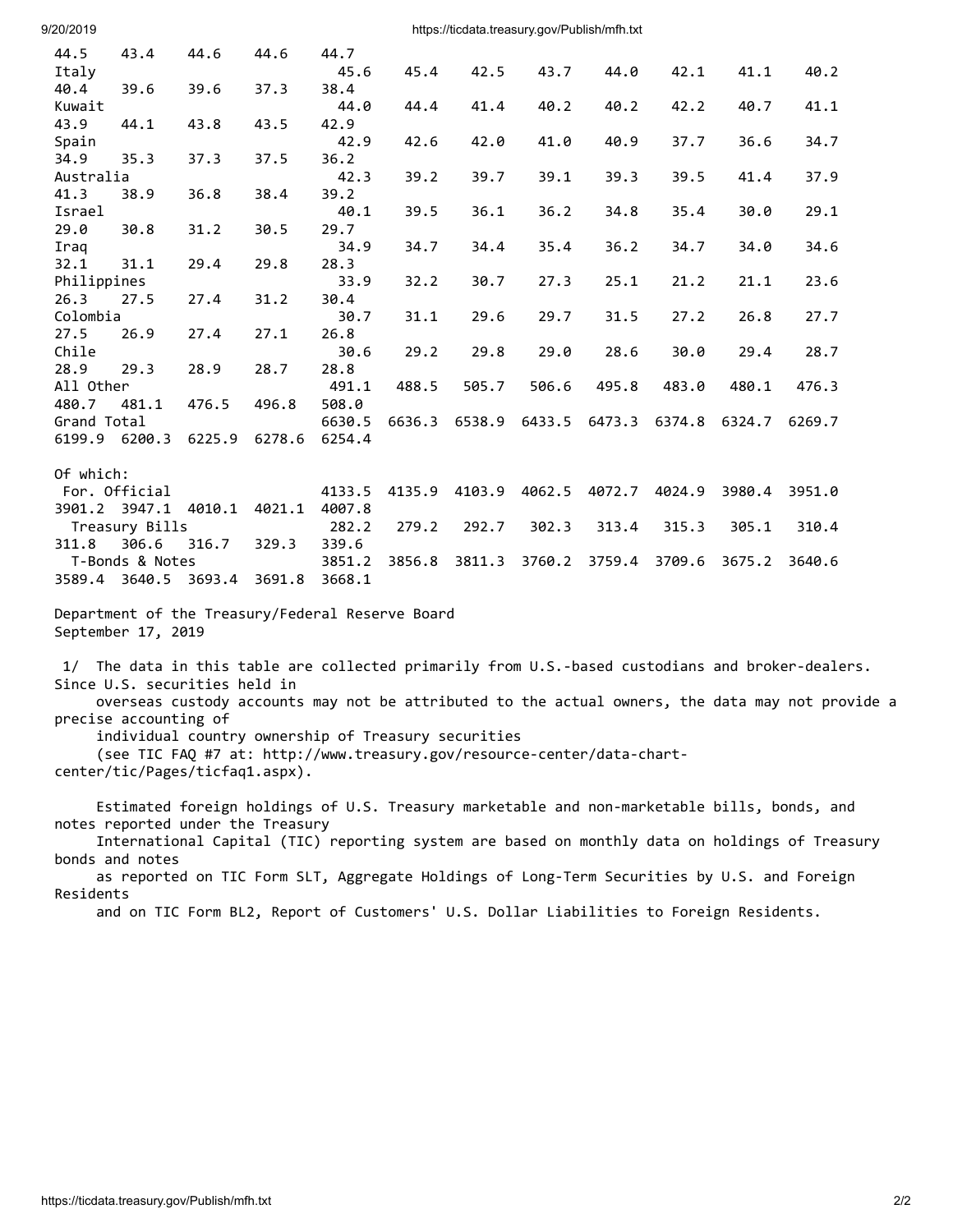| | | | | | | | | | | | | | |
|---|---|---|---|---|---|---|---|---|---|---|---|---|---|
| | | | | | | | | | 44.5 | 43.4 | 44.6 | 44.6 | 44.7 |
| Italy | 45.6 | 45.4 | 42.5 | 43.7 | 44.0 | 42.1 | 41.1 | 40.2 | 40.4 | 39.6 | 39.6 | 37.3 | 38.4 |
| Kuwait | 44.0 | 44.4 | 41.4 | 40.2 | 40.2 | 42.2 | 40.7 | 41.1 | 43.9 | 44.1 | 43.8 | 43.5 | 42.9 |
| Spain | 42.9 | 42.6 | 42.0 | 41.0 | 40.9 | 37.7 | 36.6 | 34.7 | 34.9 | 35.3 | 37.3 | 37.5 | 36.2 |
| Australia | 42.3 | 39.2 | 39.7 | 39.1 | 39.3 | 39.5 | 41.4 | 37.9 | 41.3 | 38.9 | 36.8 | 38.4 | 39.2 |
| Israel | 40.1 | 39.5 | 36.1 | 36.2 | 34.8 | 35.4 | 30.0 | 29.1 | 29.0 | 30.8 | 31.2 | 30.5 | 29.7 |
| Iraq | 34.9 | 34.7 | 34.4 | 35.4 | 36.2 | 34.7 | 34.0 | 34.6 | 32.1 | 31.1 | 29.4 | 29.8 | 28.3 |
| Philippines | 33.9 | 32.2 | 30.7 | 27.3 | 25.1 | 21.2 | 21.1 | 23.6 | 26.3 | 27.5 | 27.4 | 31.2 | 30.4 |
| Colombia | 30.7 | 31.1 | 29.6 | 29.7 | 31.5 | 27.2 | 26.8 | 27.7 | 27.5 | 26.9 | 27.4 | 27.1 | 26.8 |
| Chile | 30.6 | 29.2 | 29.8 | 29.0 | 28.6 | 30.0 | 29.4 | 28.7 | 28.9 | 29.3 | 28.9 | 28.7 | 28.8 |
| All Other | 491.1 | 488.5 | 505.7 | 506.6 | 495.8 | 483.0 | 480.1 | 476.3 | 480.7 | 481.1 | 476.5 | 496.8 | 508.0 |
| Grand Total | 6630.5 | 6636.3 | 6538.9 | 6433.5 | 6473.3 | 6374.8 | 6324.7 | 6269.7 | 6199.9 | 6200.3 | 6225.9 | 6278.6 | 6254.4 |
| | | | | | | | | | | | | | |
| Of which: | | | | | | | | | | | | | |
| For. Official | 4133.5 | 4135.9 | 4103.9 | 4062.5 | 4072.7 | 4024.9 | 3980.4 | 3951.0 | 3901.2 | 3947.1 | 4010.1 | 4021.1 | 4007.8 |
| Treasury Bills | 282.2 | 279.2 | 292.7 | 302.3 | 313.4 | 315.3 | 305.1 | 310.4 | 311.8 | 306.6 | 316.7 | 329.3 | 339.6 |
| T-Bonds & Notes | 3851.2 | 3856.8 | 3811.3 | 3760.2 | 3759.4 | 3709.6 | 3675.2 | 3640.6 | 3589.4 | 3640.5 | 3693.4 | 3691.8 | 3668.1 |

Department of the Treasury/Federal Reserve Board
September 17, 2019

1/ The data in this table are collected primarily from U.S.-based custodians and broker-dealers. Since U.S. securities held in overseas custody accounts may not be attributed to the actual owners, the data may not provide a precise accounting of individual country ownership of Treasury securities (see TIC FAQ #7 at: http://www.treasury.gov/resource-center/data-chart-center/tic/Pages/ticfaq1.aspx).

Estimated foreign holdings of U.S. Treasury marketable and non-marketable bills, bonds, and notes reported under the Treasury International Capital (TIC) reporting system are based on monthly data on holdings of Treasury bonds and notes as reported on TIC Form SLT, Aggregate Holdings of Long-Term Securities by U.S. and Foreign Residents and on TIC Form BL2, Report of Customers' U.S. Dollar Liabilities to Foreign Residents.